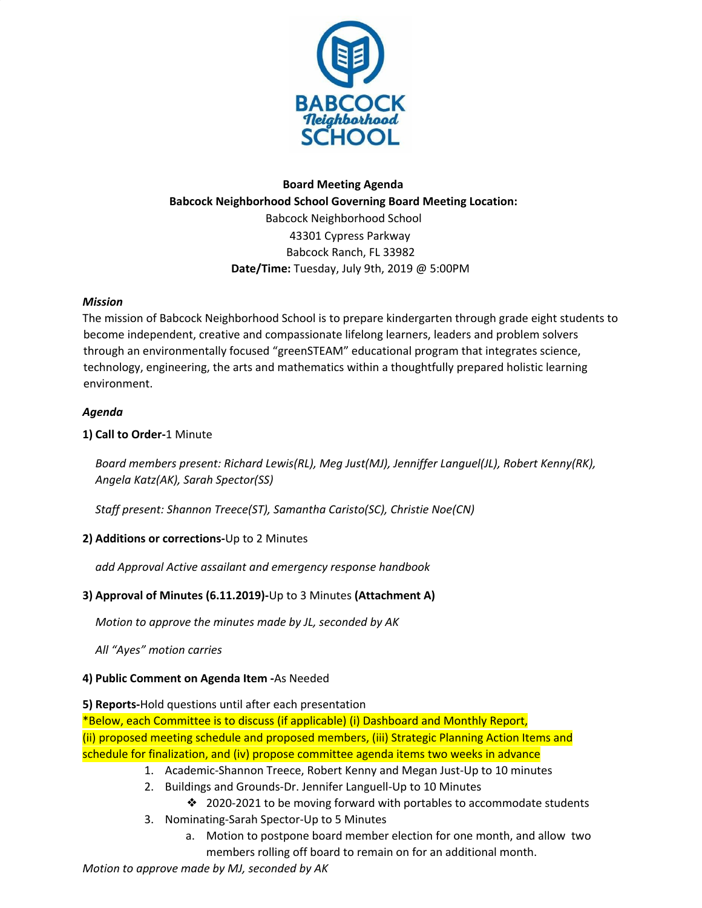**Board Meeting Agenda**

**Babcock Neighborhood School Governing Board Meeting Location:**

Babcock Neighborhood School
43301 Cypress Parkway
Babcock Ranch, FL 33982

**Date/Time:** Tuesday, July 9th, 2019 @ 5:00PM

***Mission***

The mission of Babcock Neighborhood School is to prepare kindergarten through grade eight students to become independent, creative and compassionate lifelong learners, leaders and problem solvers through an environmentally focused "greenSTEAM" educational program that integrates science, technology, engineering, the arts and mathematics within a thoughtfully prepared holistic learning environment.

***Agenda***

**1) Call to Order-**1 Minute

*Board members present: Richard Lewis(RL), Meg Just(MJ), Jenniffer Languel(JL), Robert Kenny(RK), Angela Katz(AK), Sarah Spector(SS)*

*Staff present: Shannon Treece(ST), Samantha Caristo(SC), Christie Noe(CN)*

**2) Additions or corrections-**Up to 2 Minutes

*add Approval Active assailant and emergency response handbook*

**3) Approval of Minutes (6.11.2019)-**Up to 3 Minutes **(Attachment A)**

*Motion to approve the minutes made by JL, seconded by AK*

*All "Ayes" motion carries*

**4) Public Comment on Agenda Item -**As Needed

**5) Reports-**Hold questions until after each presentation

*Below, each Committee is to discuss (if applicable) (i) Dashboard and Monthly Report, (ii) proposed meeting schedule and proposed members, (iii) Strategic Planning Action Items and schedule for finalization, and (iv) propose committee agenda items two weeks in advance

1. Academic-Shannon Treece, Robert Kenny and Megan Just-Up to 10 minutes
2. Buildings and Grounds-Dr. Jennifer Languell-Up to 10 Minutes
   - 2020-2021 to be moving forward with portables to accommodate students
3. Nominating-Sarah Spector-Up to 5 Minutes
   a. Motion to postpone board member election for one month, and allow two members rolling off board to remain on for an additional month.

*Motion to approve made by MJ, seconded by AK*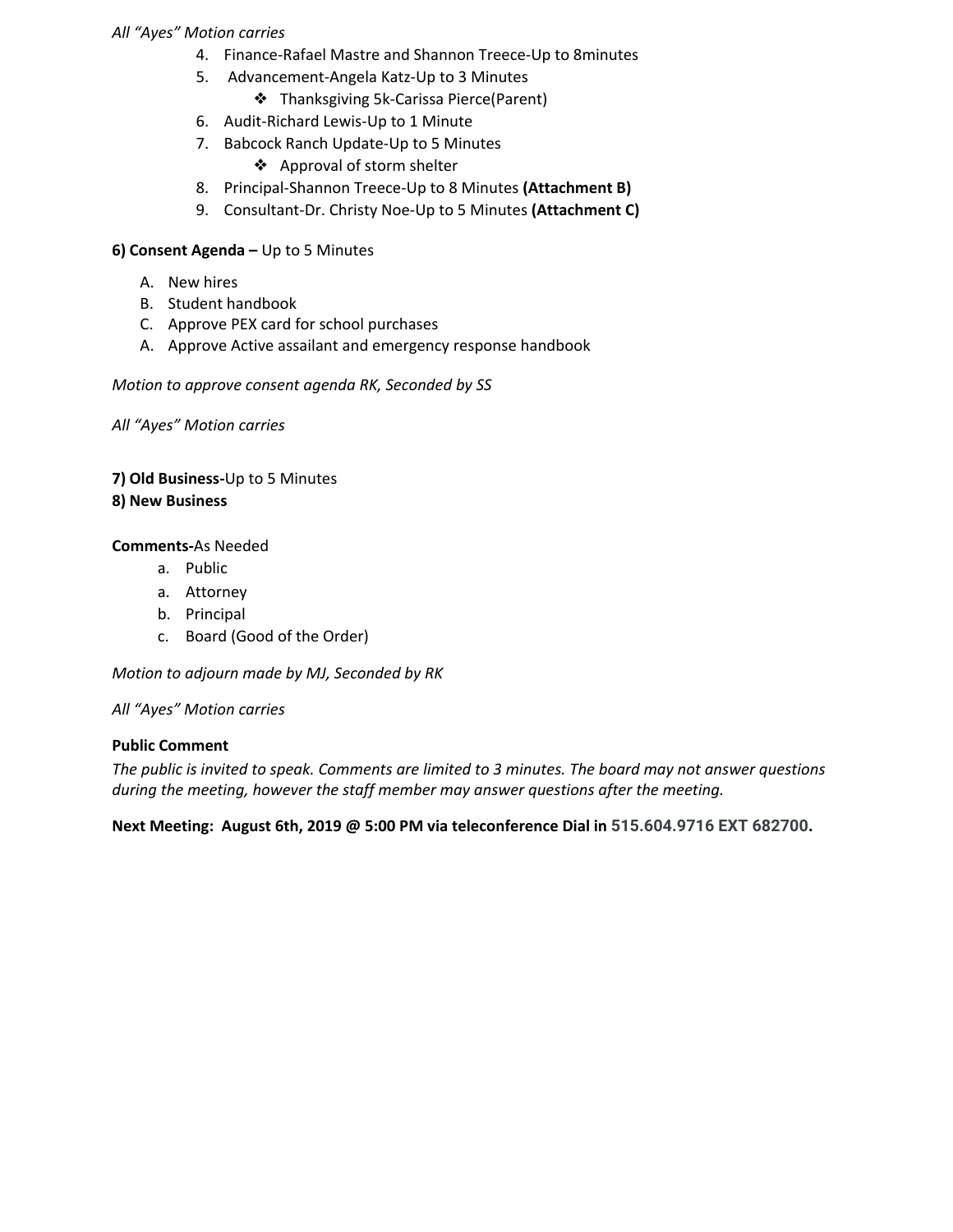*All "Ayes" Motion carries*

4. Finance-Rafael Mastre and Shannon Treece-Up to 8minutes
5. Advancement-Angela Katz-Up to 3 Minutes
   - Thanksgiving 5k-Carissa Pierce(Parent)
6. Audit-Richard Lewis-Up to 1 Minute
7. Babcock Ranch Update-Up to 5 Minutes
   - Approval of storm shelter
8. Principal-Shannon Treece-Up to 8 Minutes **(Attachment B)**
9. Consultant-Dr. Christy Noe-Up to 5 Minutes **(Attachment C)**

**6) Consent Agenda –** Up to 5 Minutes

A. New hires
B. Student handbook
C. Approve PEX card for school purchases
A. Approve Active assailant and emergency response handbook

*Motion to approve consent agenda RK, Seconded by SS*

*All "Ayes" Motion carries*

**7) Old Business-**Up to 5 Minutes

**8) New Business**

**Comments-**As Needed

a. Public
a. Attorney
b. Principal
c. Board (Good of the Order)

*Motion to adjourn made by MJ, Seconded by RK*

*All "Ayes" Motion carries*

**Public Comment**

*The public is invited to speak. Comments are limited to 3 minutes. The board may not answer questions during the meeting, however the staff member may answer questions after the meeting.*

**Next Meeting: August 6th, 2019 @ 5:00 PM via teleconference Dial in 515.604.9716 EXT 682700.**